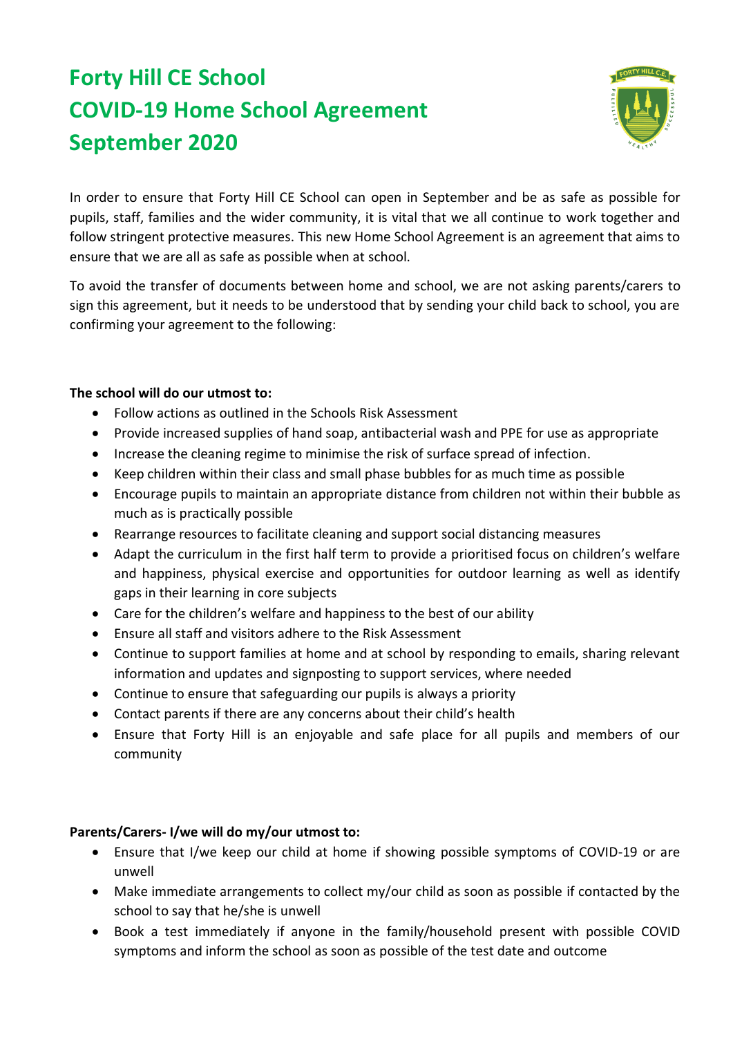# Forty Hill CE School
# COVID-19 Home School Agreement
# September 2020

In order to ensure that Forty Hill CE School can open in September and be as safe as possible for pupils, staff, families and the wider community, it is vital that we all continue to work together and follow stringent protective measures. This new Home School Agreement is an agreement that aims to ensure that we are all as safe as possible when at school.

To avoid the transfer of documents between home and school, we are not asking parents/carers to sign this agreement, but it needs to be understood that by sending your child back to school, you are confirming your agreement to the following:

**The school will do our utmost to:**

- Follow actions as outlined in the Schools Risk Assessment
- Provide increased supplies of hand soap, antibacterial wash and PPE for use as appropriate
- Increase the cleaning regime to minimise the risk of surface spread of infection.
- Keep children within their class and small phase bubbles for as much time as possible
- Encourage pupils to maintain an appropriate distance from children not within their bubble as much as is practically possible
- Rearrange resources to facilitate cleaning and support social distancing measures
- Adapt the curriculum in the first half term to provide a prioritised focus on children's welfare and happiness, physical exercise and opportunities for outdoor learning as well as identify gaps in their learning in core subjects
- Care for the children's welfare and happiness to the best of our ability
- Ensure all staff and visitors adhere to the Risk Assessment
- Continue to support families at home and at school by responding to emails, sharing relevant information and updates and signposting to support services, where needed
- Continue to ensure that safeguarding our pupils is always a priority
- Contact parents if there are any concerns about their child's health
- Ensure that Forty Hill is an enjoyable and safe place for all pupils and members of our community

**Parents/Carers- I/we will do my/our utmost to:**

- Ensure that I/we keep our child at home if showing possible symptoms of COVID-19 or are unwell
- Make immediate arrangements to collect my/our child as soon as possible if contacted by the school to say that he/she is unwell
- Book a test immediately if anyone in the family/household present with possible COVID symptoms and inform the school as soon as possible of the test date and outcome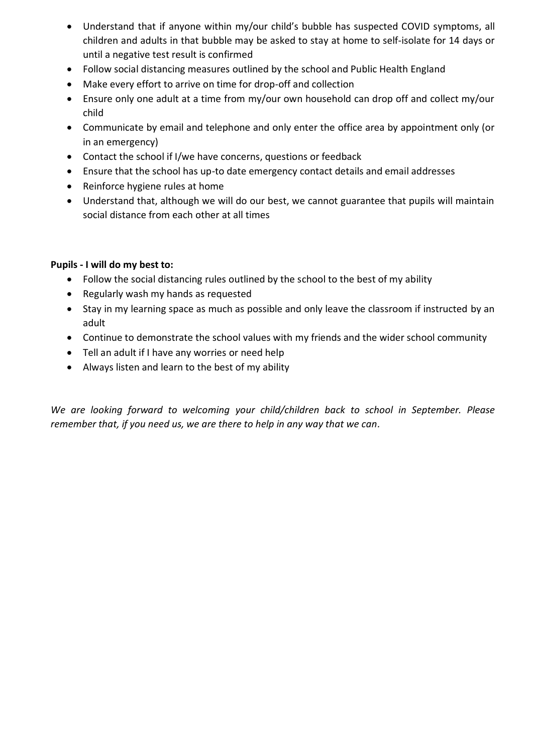- Understand that if anyone within my/our child's bubble has suspected COVID symptoms, all children and adults in that bubble may be asked to stay at home to self-isolate for 14 days or until a negative test result is confirmed
- Follow social distancing measures outlined by the school and Public Health England
- Make every effort to arrive on time for drop-off and collection
- Ensure only one adult at a time from my/our own household can drop off and collect my/our child
- Communicate by email and telephone and only enter the office area by appointment only (or in an emergency)
- Contact the school if I/we have concerns, questions or feedback
- Ensure that the school has up-to date emergency contact details and email addresses
- Reinforce hygiene rules at home
- Understand that, although we will do our best, we cannot guarantee that pupils will maintain social distance from each other at all times

**Pupils - I will do my best to:**

- Follow the social distancing rules outlined by the school to the best of my ability
- Regularly wash my hands as requested
- Stay in my learning space as much as possible and only leave the classroom if instructed by an adult
- Continue to demonstrate the school values with my friends and the wider school community
- Tell an adult if I have any worries or need help
- Always listen and learn to the best of my ability

*We are looking forward to welcoming your child/children back to school in September. Please remember that, if you need us, we are there to help in any way that we can.*